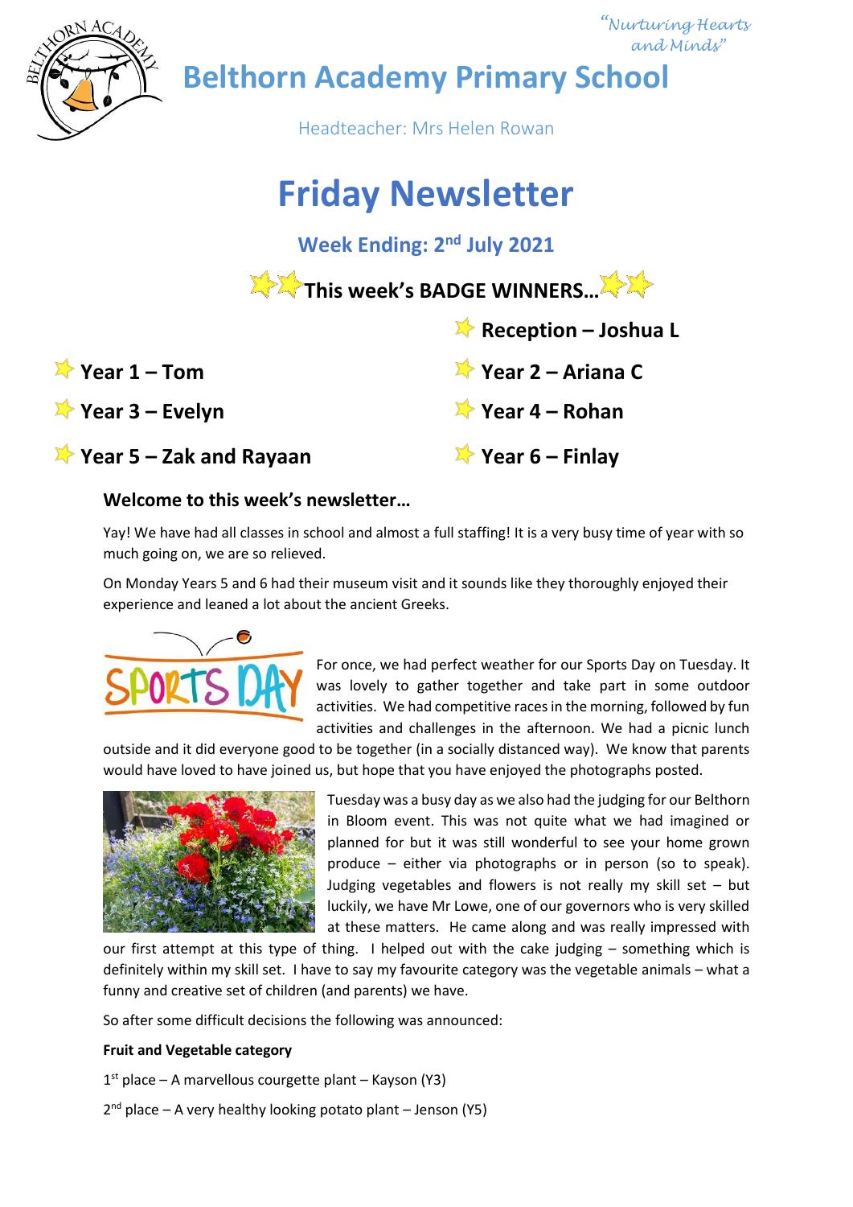"Nurturing Hearts and Minds"

# Belthorn Academy Primary School

Headteacher: Mrs Helen Rowan

# Friday Newsletter

## Week Ending: 2nd July 2021

### This week's BADGE WINNERS…

- **Reception – Joshua L**
- **Year 1 – Tom**
- **Year 2 – Ariana C**
- **Year 3 – Evelyn**
- **Year 4 – Rohan**
- **Year 5 – Zak and Rayaan**
- **Year 6 – Finlay**

### Welcome to this week's newsletter…

Yay! We have had all classes in school and almost a full staffing! It is a very busy time of year with so much going on, we are so relieved.

On Monday Years 5 and 6 had their museum visit and it sounds like they thoroughly enjoyed their experience and leaned a lot about the ancient Greeks.

For once, we had perfect weather for our Sports Day on Tuesday. It was lovely to gather together and take part in some outdoor activities. We had competitive races in the morning, followed by fun activities and challenges in the afternoon. We had a picnic lunch outside and it did everyone good to be together (in a socially distanced way). We know that parents would have loved to have joined us, but hope that you have enjoyed the photographs posted.

Tuesday was a busy day as we also had the judging for our Belthorn in Bloom event. This was not quite what we had imagined or planned for but it was still wonderful to see your home grown produce – either via photographs or in person (so to speak). Judging vegetables and flowers is not really my skill set – but luckily, we have Mr Lowe, one of our governors who is very skilled at these matters. He came along and was really impressed with our first attempt at this type of thing. I helped out with the cake judging – something which is definitely within my skill set. I have to say my favourite category was the vegetable animals – what a funny and creative set of children (and parents) we have.

So after some difficult decisions the following was announced:

**Fruit and Vegetable category**

1st place – A marvellous courgette plant – Kayson (Y3)

2nd place – A very healthy looking potato plant – Jenson (Y5)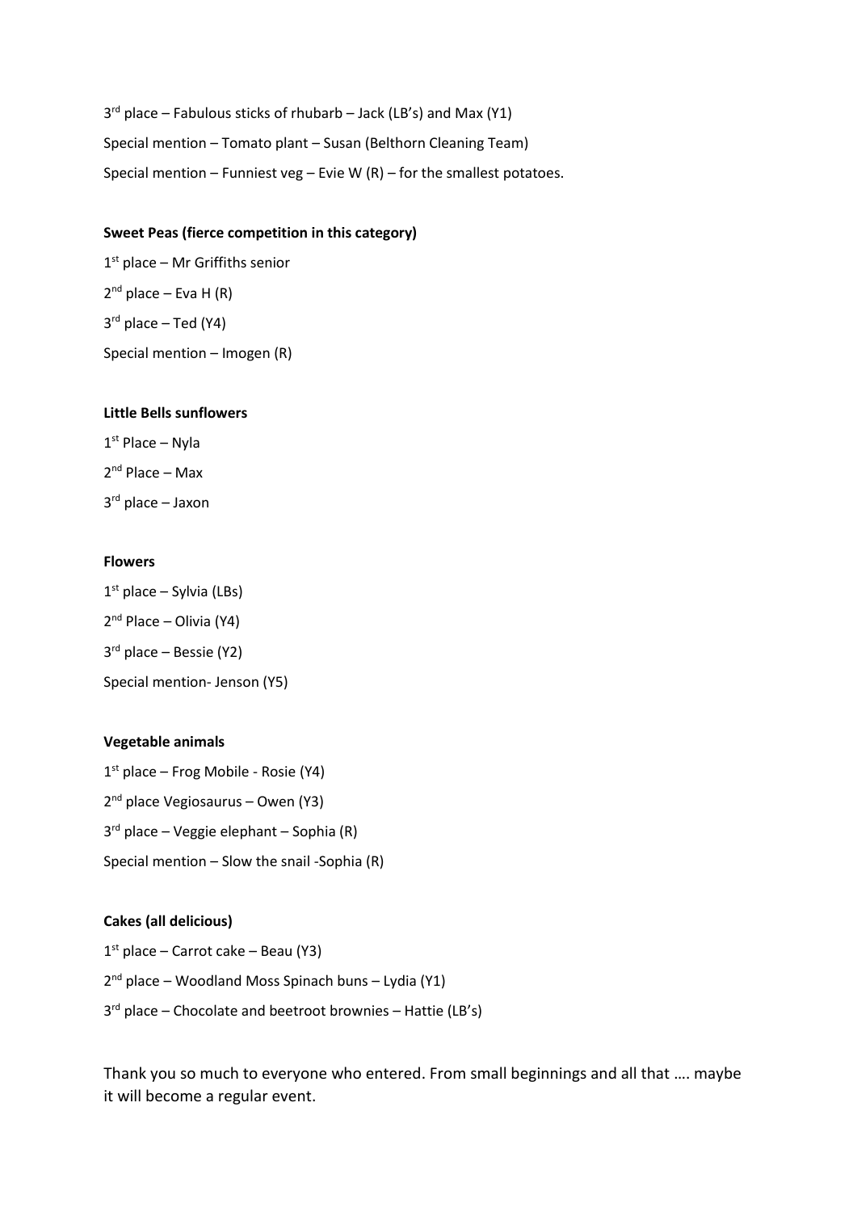3rd place – Fabulous sticks of rhubarb – Jack (LB's) and Max (Y1)

Special mention – Tomato plant – Susan (Belthorn Cleaning Team)

Special mention – Funniest veg – Evie W (R) – for the smallest potatoes.

**Sweet Peas (fierce competition in this category)**

1st place – Mr Griffiths senior

2nd place – Eva H (R)

3rd place – Ted (Y4)

Special mention – Imogen (R)

**Little Bells sunflowers**

1st Place – Nyla

2nd Place – Max

3rd place – Jaxon

**Flowers**

1st place – Sylvia (LBs)

2nd Place – Olivia (Y4)

3rd place – Bessie (Y2)

Special mention- Jenson (Y5)

**Vegetable animals**

1st place – Frog Mobile - Rosie (Y4)

2nd place Vegiosaurus – Owen (Y3)

3rd place – Veggie elephant – Sophia (R)

Special mention – Slow the snail -Sophia (R)

**Cakes (all delicious)**

1st place – Carrot cake – Beau (Y3)

2nd place – Woodland Moss Spinach buns – Lydia (Y1)

3rd place – Chocolate and beetroot brownies – Hattie (LB's)

Thank you so much to everyone who entered. From small beginnings and all that …. maybe it will become a regular event.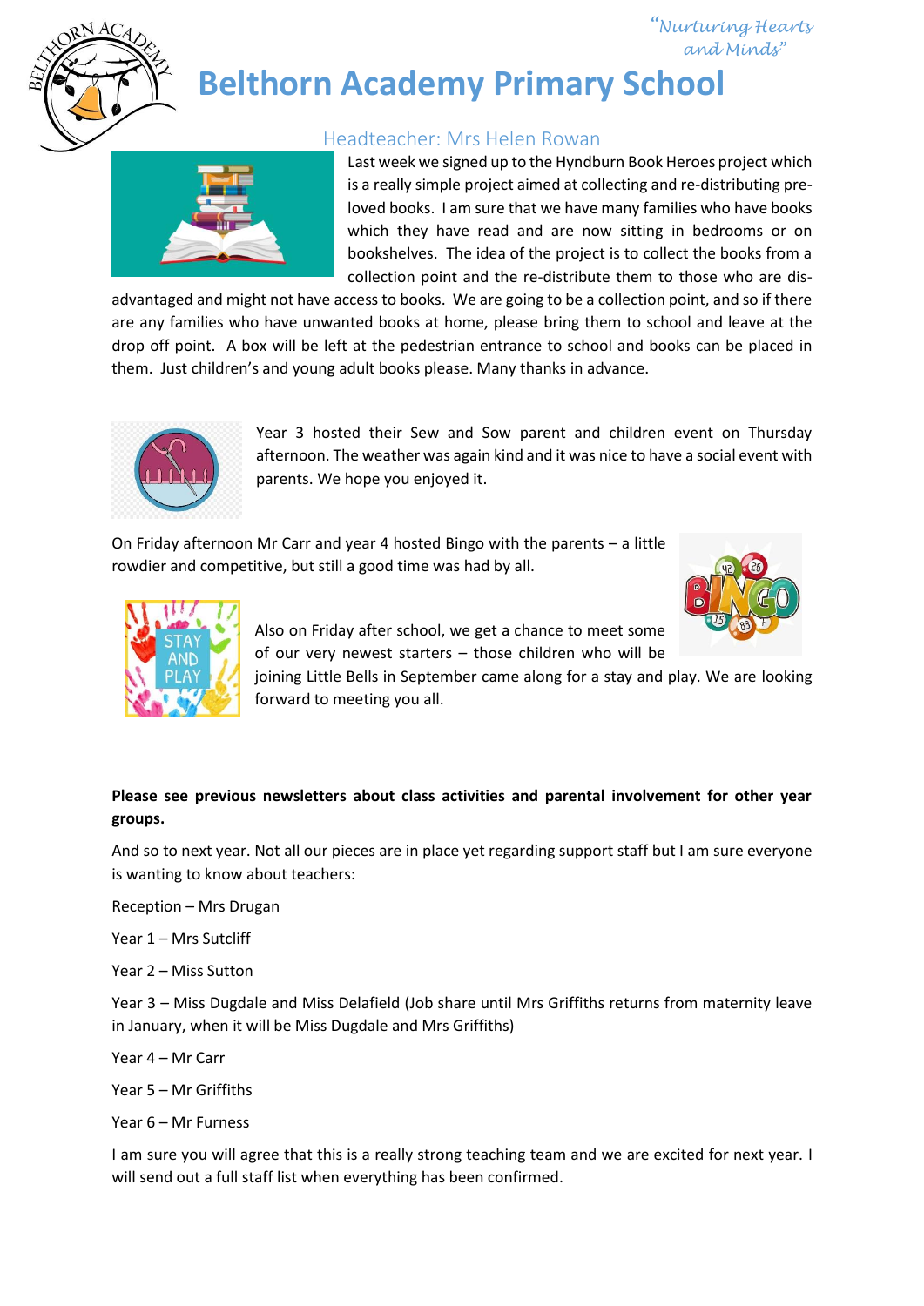*"Nurturing Hearts and Minds"*

# Belthorn Academy Primary School

## Headteacher: Mrs Helen Rowan

Last week we signed up to the Hyndburn Book Heroes project which is a really simple project aimed at collecting and re-distributing pre-loved books. I am sure that we have many families who have books which they have read and are now sitting in bedrooms or on bookshelves. The idea of the project is to collect the books from a collection point and the re-distribute them to those who are dis-advantaged and might not have access to books. We are going to be a collection point, and so if there are any families who have unwanted books at home, please bring them to school and leave at the drop off point. A box will be left at the pedestrian entrance to school and books can be placed in them. Just children's and young adult books please. Many thanks in advance.

Year 3 hosted their Sew and Sow parent and children event on Thursday afternoon. The weather was again kind and it was nice to have a social event with parents. We hope you enjoyed it.

On Friday afternoon Mr Carr and year 4 hosted Bingo with the parents – a little rowdier and competitive, but still a good time was had by all.

Also on Friday after school, we get a chance to meet some of our very newest starters – those children who will be joining Little Bells in September came along for a stay and play. We are looking forward to meeting you all.

**Please see previous newsletters about class activities and parental involvement for other year groups.**

And so to next year. Not all our pieces are in place yet regarding support staff but I am sure everyone is wanting to know about teachers:

Reception – Mrs Drugan

Year 1 – Mrs Sutcliff

Year 2 – Miss Sutton

Year 3 – Miss Dugdale and Miss Delafield (Job share until Mrs Griffiths returns from maternity leave in January, when it will be Miss Dugdale and Mrs Griffiths)

Year 4 – Mr Carr

Year 5 – Mr Griffiths

Year 6 – Mr Furness

I am sure you will agree that this is a really strong teaching team and we are excited for next year. I will send out a full staff list when everything has been confirmed.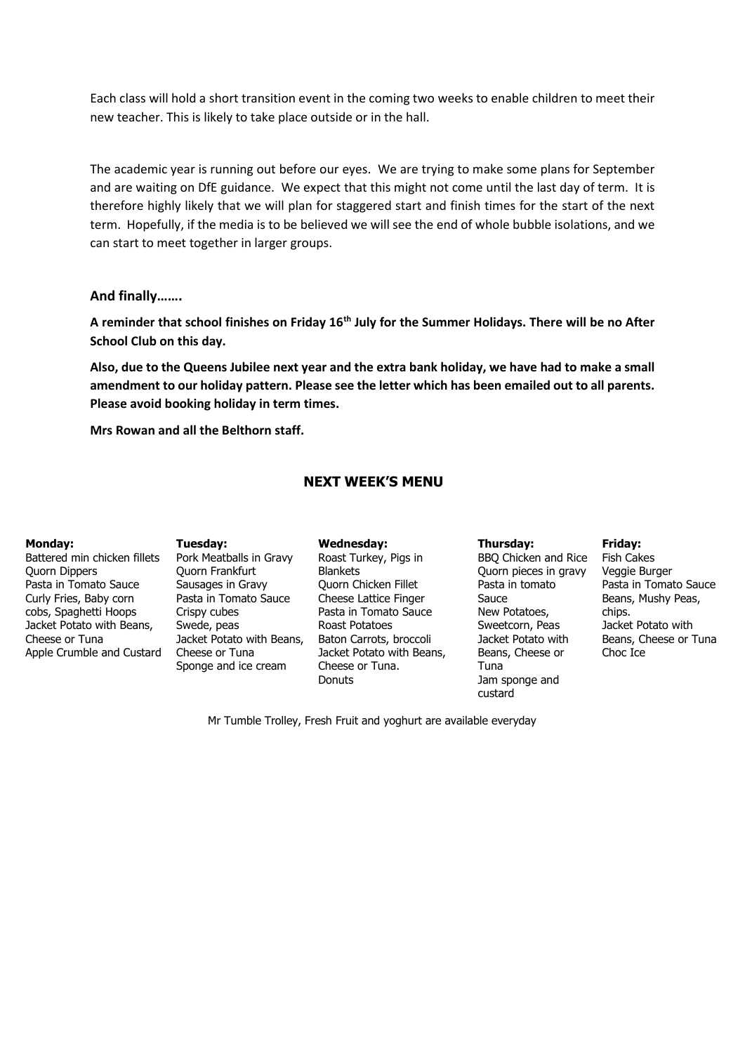Each class will hold a short transition event in the coming two weeks to enable children to meet their new teacher. This is likely to take place outside or in the hall.

The academic year is running out before our eyes. We are trying to make some plans for September and are waiting on DfE guidance. We expect that this might not come until the last day of term. It is therefore highly likely that we will plan for staggered start and finish times for the start of the next term. Hopefully, if the media is to be believed we will see the end of whole bubble isolations, and we can start to meet together in larger groups.

### And finally…….

**A reminder that school finishes on Friday 16th July for the Summer Holidays. There will be no After School Club on this day.**

**Also, due to the Queens Jubilee next year and the extra bank holiday, we have had to make a small amendment to our holiday pattern. Please see the letter which has been emailed out to all parents. Please avoid booking holiday in term times.**

**Mrs Rowan and all the Belthorn staff.**

## NEXT WEEK'S MENU

| Monday: | Tuesday: | Wednesday: | Thursday: | Friday: |
|---|---|---|---|---|
| Battered min chicken fillets<br>Quorn Dippers<br>Pasta in Tomato Sauce<br>Curly Fries, Baby corn cobs, Spaghetti Hoops<br>Jacket Potato with Beans, Cheese or Tuna<br>Apple Crumble and Custard | Pork Meatballs in Gravy<br>Quorn Frankfurt Sausages in Gravy<br>Pasta in Tomato Sauce<br>Crispy cubes<br>Swede, peas<br>Jacket Potato with Beans, Cheese or Tuna<br>Sponge and ice cream | Roast Turkey, Pigs in Blankets<br>Quorn Chicken Fillet<br>Cheese Lattice Finger<br>Pasta in Tomato Sauce<br>Roast Potatoes<br>Baton Carrots, broccoli<br>Jacket Potato with Beans, Cheese or Tuna.<br>Donuts | BBQ Chicken and Rice<br>Quorn pieces in gravy<br>Pasta in tomato Sauce<br>New Potatoes, Sweetcorn, Peas<br>Jacket Potato with Beans, Cheese or Tuna<br>Jam sponge and custard | Fish Cakes<br>Veggie Burger<br>Pasta in Tomato Sauce<br>Beans, Mushy Peas, chips.<br>Jacket Potato with Beans, Cheese or Tuna<br>Choc Ice |

Mr Tumble Trolley, Fresh Fruit and yoghurt are available everyday